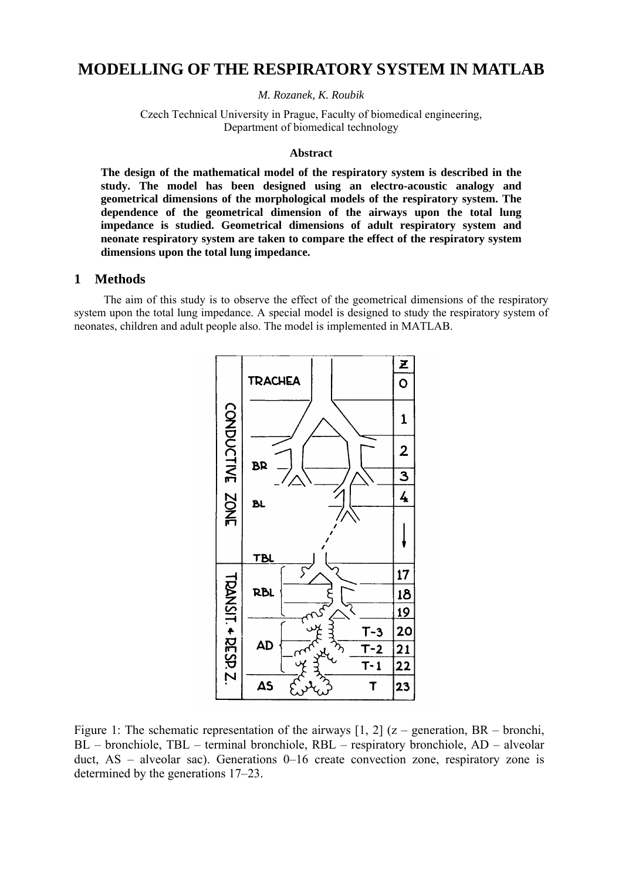# MODELLING OF THE RESPIRATORY SYSTEM IN MATLAB

*M. Rozanek, K. Roubik*

Czech Technical University in Prague, Faculty of biomedical engineering, Department of biomedical technology

### Abstract

**The design of the mathematical model of the respiratory system is described in the study. The model has been designed using an electro-acoustic analogy and geometrical dimensions of the morphological models of the respiratory system. The dependence of the geometrical dimension of the airways upon the total lung impedance is studied. Geometrical dimensions of adult respiratory system and neonate respiratory system are taken to compare the effect of the respiratory system dimensions upon the total lung impedance.**

## 1 Methods

The aim of this study is to observe the effect of the geometrical dimensions of the respiratory system upon the total lung impedance. A special model is designed to study the respiratory system of neonates, children and adult people also. The model is implemented in MATLAB.

Figure 1: The schematic representation of the airways [1, 2] (z – generation, BR – bronchi, BL – bronchiole, TBL – terminal bronchiole, RBL – respiratory bronchiole, AD – alveolar duct, AS – alveolar sac). Generations 0–16 create convection zone, respiratory zone is determined by the generations 17–23.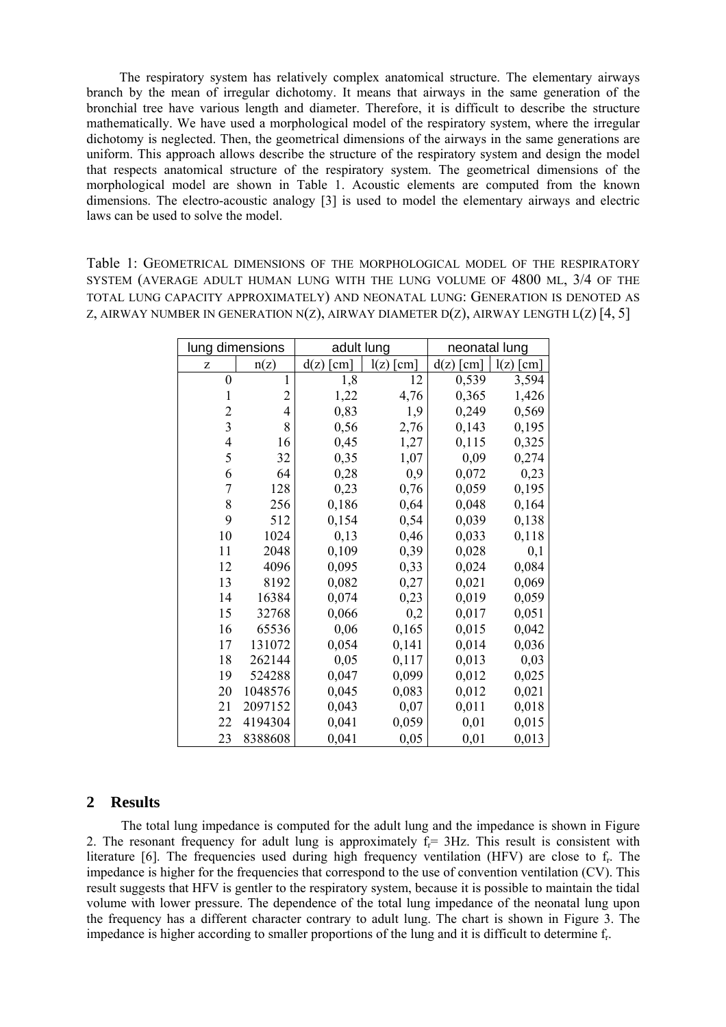The respiratory system has relatively complex anatomical structure. The elementary airways branch by the mean of irregular dichotomy. It means that airways in the same generation of the bronchial tree have various length and diameter. Therefore, it is difficult to describe the structure mathematically. We have used a morphological model of the respiratory system, where the irregular dichotomy is neglected. Then, the geometrical dimensions of the airways in the same generations are uniform. This approach allows describe the structure of the respiratory system and design the model that respects anatomical structure of the respiratory system. The geometrical dimensions of the morphological model are shown in Table 1. Acoustic elements are computed from the known dimensions. The electro-acoustic analogy [3] is used to model the elementary airways and electric laws can be used to solve the model.

Table 1: GEOMETRICAL DIMENSIONS OF THE MORPHOLOGICAL MODEL OF THE RESPIRATORY SYSTEM (AVERAGE ADULT HUMAN LUNG WITH THE LUNG VOLUME OF 4800 ML, 3/4 OF THE TOTAL LUNG CAPACITY APPROXIMATELY) AND NEONATAL LUNG: GENERATION IS DENOTED AS Z, AIRWAY NUMBER IN GENERATION N(Z), AIRWAY DIAMETER D(Z), AIRWAY LENGTH L(Z) [4, 5]

| lung dimensions | | adult lung | | neonatal lung | |
|---|---|---|---|---|---|
| z | n(z) | d(z) [cm] | l(z) [cm] | d(z) [cm] | l(z) [cm] |
| 0 | 1 | 1,8 | 12 | 0,539 | 3,594 |
| 1 | 2 | 1,22 | 4,76 | 0,365 | 1,426 |
| 2 | 4 | 0,83 | 1,9 | 0,249 | 0,569 |
| 3 | 8 | 0,56 | 2,76 | 0,143 | 0,195 |
| 4 | 16 | 0,45 | 1,27 | 0,115 | 0,325 |
| 5 | 32 | 0,35 | 1,07 | 0,09 | 0,274 |
| 6 | 64 | 0,28 | 0,9 | 0,072 | 0,23 |
| 7 | 128 | 0,23 | 0,76 | 0,059 | 0,195 |
| 8 | 256 | 0,186 | 0,64 | 0,048 | 0,164 |
| 9 | 512 | 0,154 | 0,54 | 0,039 | 0,138 |
| 10 | 1024 | 0,13 | 0,46 | 0,033 | 0,118 |
| 11 | 2048 | 0,109 | 0,39 | 0,028 | 0,1 |
| 12 | 4096 | 0,095 | 0,33 | 0,024 | 0,084 |
| 13 | 8192 | 0,082 | 0,27 | 0,021 | 0,069 |
| 14 | 16384 | 0,074 | 0,23 | 0,019 | 0,059 |
| 15 | 32768 | 0,066 | 0,2 | 0,017 | 0,051 |
| 16 | 65536 | 0,06 | 0,165 | 0,015 | 0,042 |
| 17 | 131072 | 0,054 | 0,141 | 0,014 | 0,036 |
| 18 | 262144 | 0,05 | 0,117 | 0,013 | 0,03 |
| 19 | 524288 | 0,047 | 0,099 | 0,012 | 0,025 |
| 20 | 1048576 | 0,045 | 0,083 | 0,012 | 0,021 |
| 21 | 2097152 | 0,043 | 0,07 | 0,011 | 0,018 |
| 22 | 4194304 | 0,041 | 0,059 | 0,01 | 0,015 |
| 23 | 8388608 | 0,041 | 0,05 | 0,01 | 0,013 |

## 2 Results

The total lung impedance is computed for the adult lung and the impedance is shown in Figure 2. The resonant frequency for adult lung is approximately $f_r$= 3Hz. This result is consistent with literature [6]. The frequencies used during high frequency ventilation (HFV) are close to $f_r$. The impedance is higher for the frequencies that correspond to the use of convention ventilation (CV). This result suggests that HFV is gentler to the respiratory system, because it is possible to maintain the tidal volume with lower pressure. The dependence of the total lung impedance of the neonatal lung upon the frequency has a different character contrary to adult lung. The chart is shown in Figure 3. The impedance is higher according to smaller proportions of the lung and it is difficult to determine $f_r$.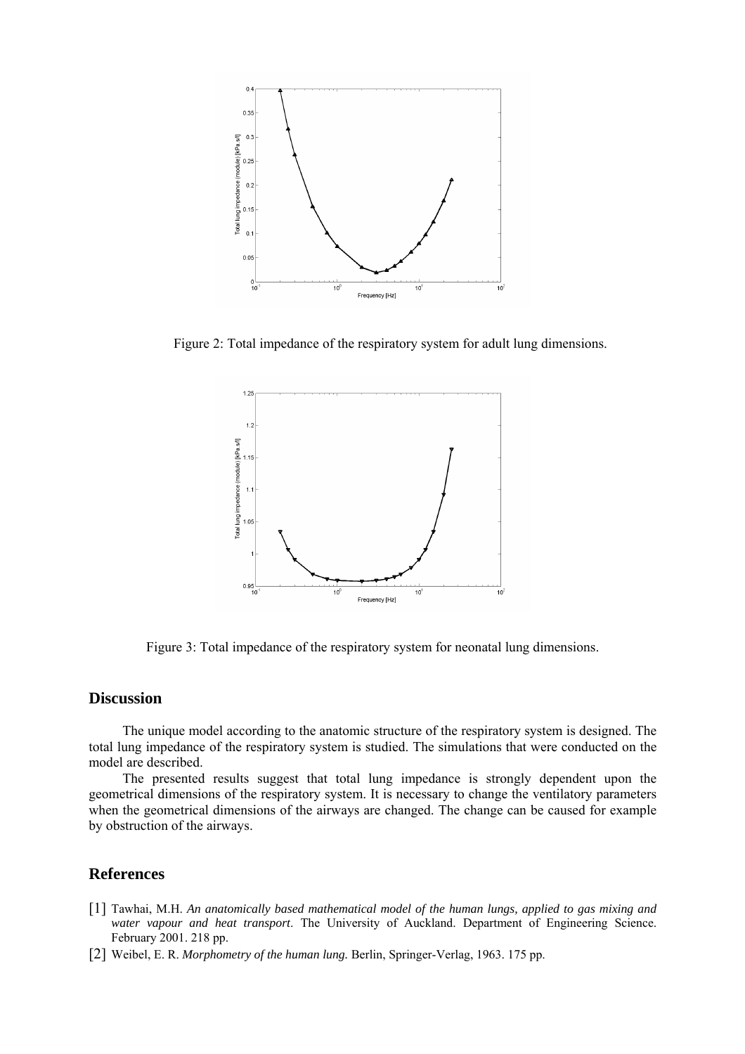Figure 2: Total impedance of the respiratory system for adult lung dimensions.

Figure 3: Total impedance of the respiratory system for neonatal lung dimensions.

## Discussion

The unique model according to the anatomic structure of the respiratory system is designed. The total lung impedance of the respiratory system is studied. The simulations that were conducted on the model are described.

The presented results suggest that total lung impedance is strongly dependent upon the geometrical dimensions of the respiratory system. It is necessary to change the ventilatory parameters when the geometrical dimensions of the airways are changed. The change can be caused for example by obstruction of the airways.

## References

[1] Tawhai, M.H. *An anatomically based mathematical model of the human lungs, applied to gas mixing and water vapour and heat transport*. The University of Auckland. Department of Engineering Science. February 2001. 218 pp.

[2] Weibel, E. R. *Morphometry of the human lung.* Berlin, Springer-Verlag, 1963. 175 pp.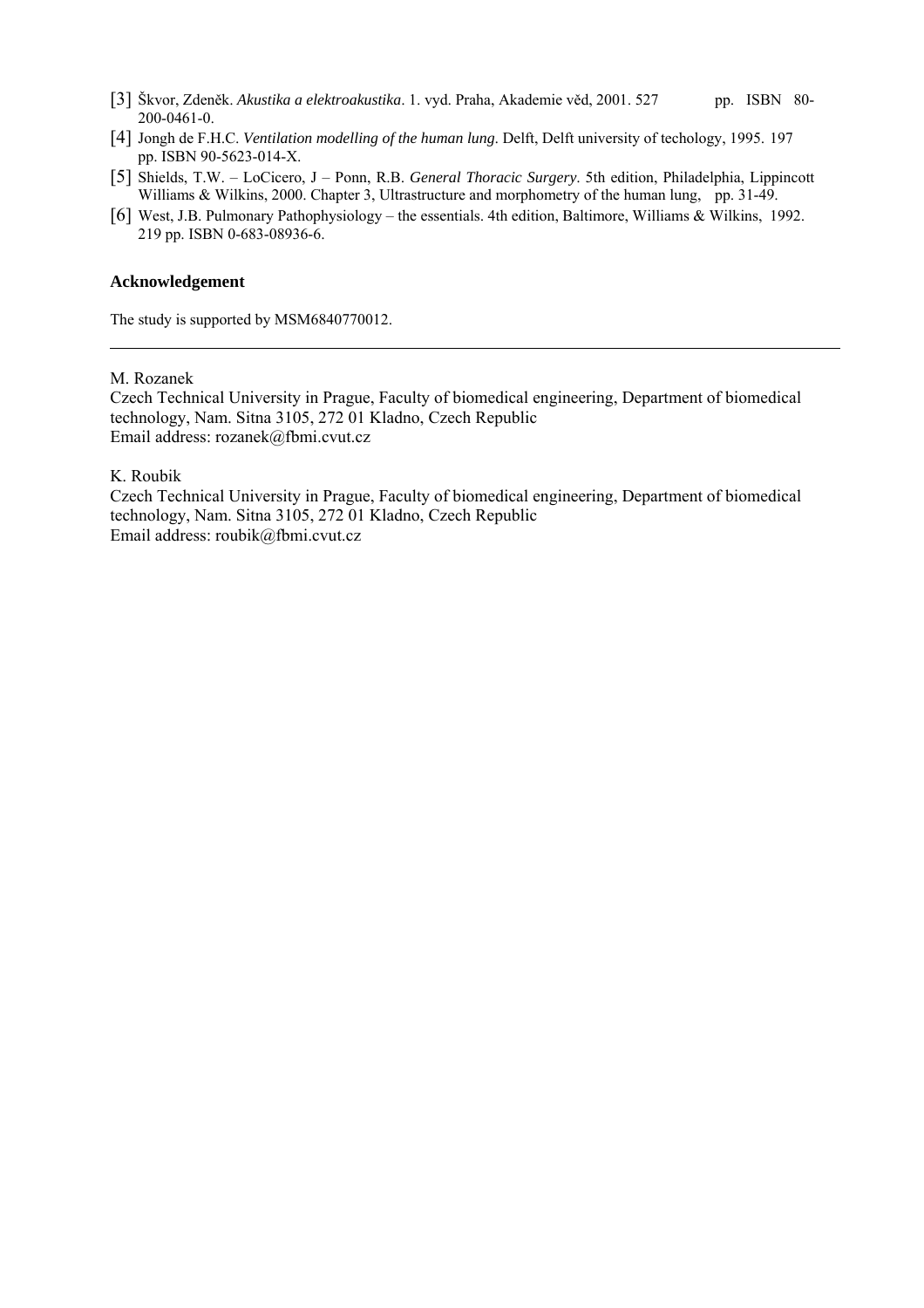[3] Škvor, Zdeněk. *Akustika a elektroakustika*. 1. vyd. Praha, Akademie věd, 2001. 527 pp. ISBN 80-200-0461-0.

[4] Jongh de F.H.C. *Ventilation modelling of the human lung*. Delft, Delft university of techology, 1995. 197 pp. ISBN 90-5623-014-X.

[5] Shields, T.W. – LoCicero, J – Ponn, R.B. *General Thoracic Surgery*. 5th edition, Philadelphia, Lippincott Williams & Wilkins, 2000. Chapter 3, Ultrastructure and morphometry of the human lung, pp. 31-49.

[6] West, J.B. Pulmonary Pathophysiology – the essentials. 4th edition, Baltimore, Williams & Wilkins, 1992. 219 pp. ISBN 0-683-08936-6.

**Acknowledgement**

The study is supported by MSM6840770012.

---

M. Rozanek

Czech Technical University in Prague, Faculty of biomedical engineering, Department of biomedical technology, Nam. Sitna 3105, 272 01 Kladno, Czech Republic

Email address: rozanek@fbmi.cvut.cz

K. Roubik

Czech Technical University in Prague, Faculty of biomedical engineering, Department of biomedical technology, Nam. Sitna 3105, 272 01 Kladno, Czech Republic

Email address: roubik@fbmi.cvut.cz